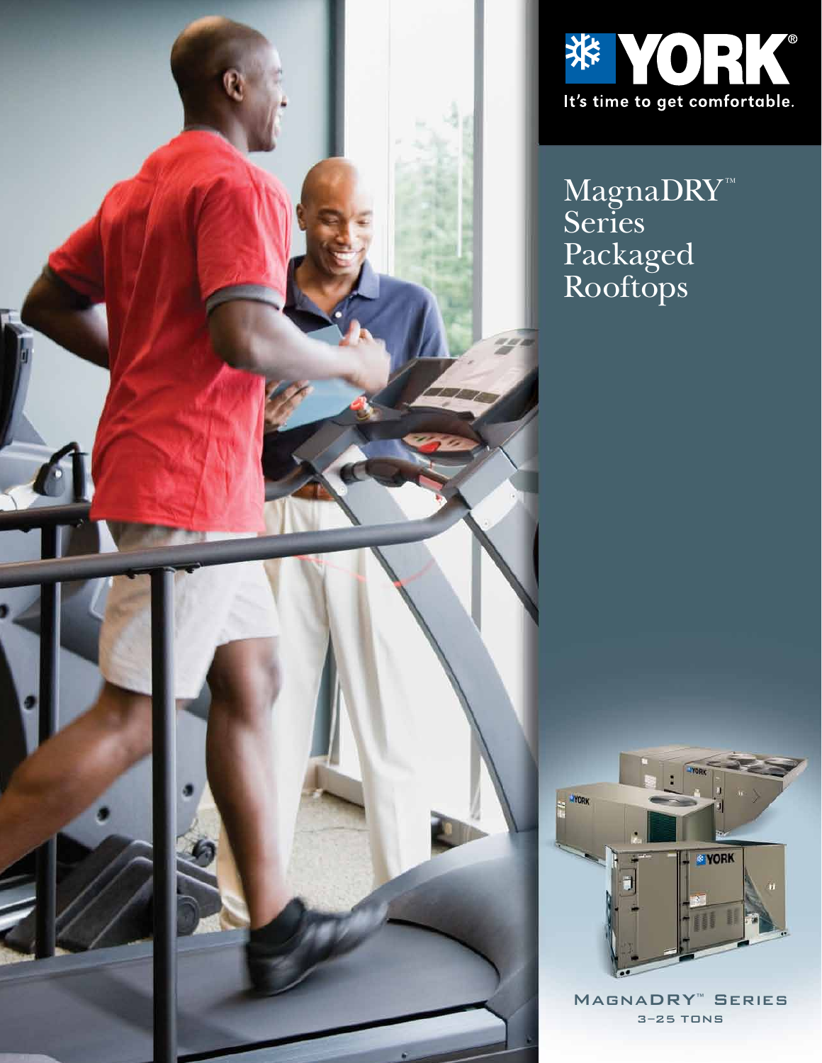# YORK®

It's time to get comfortable.

# MagnaDRY™ Series Packaged Rooftops

MagnaDRY™ Series

3–25 TONS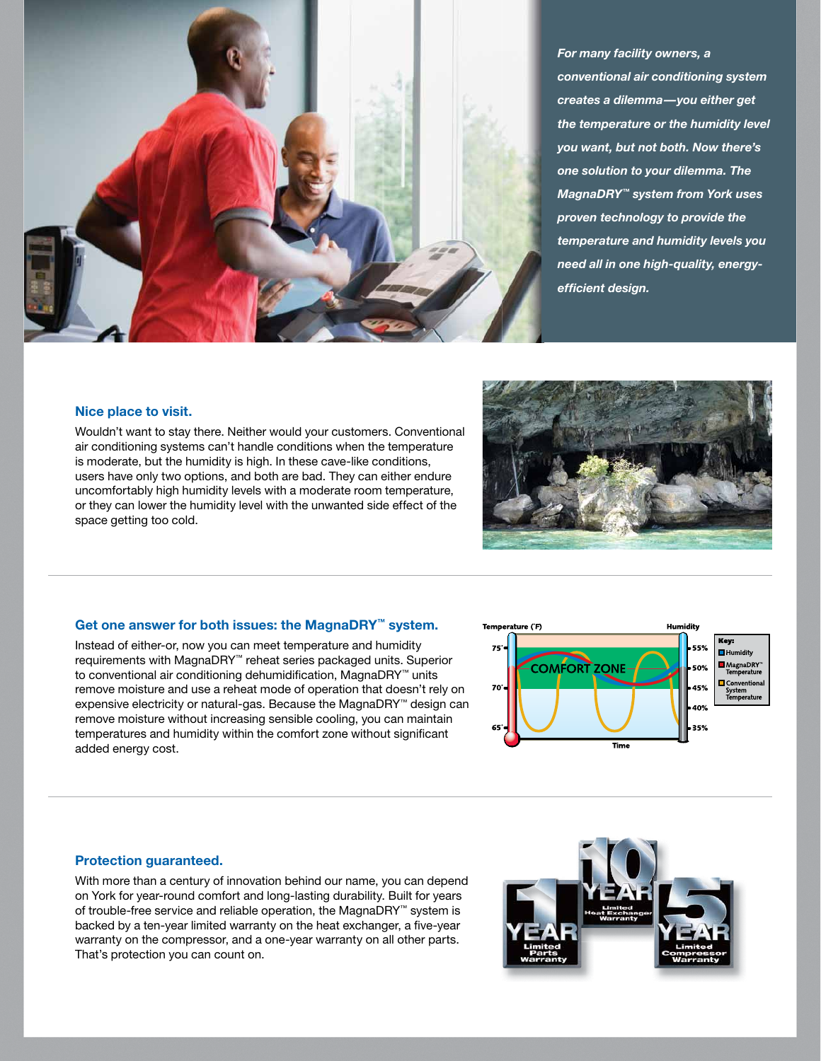*For many facility owners, a conventional air conditioning system creates a dilemma—you either get the temperature or the humidity level you want, but not both. Now there's one solution to your dilemma. The MagnaDRY™ system from York uses proven technology to provide the temperature and humidity levels you need all in one high-quality, energy-efficient design.*

## Nice place to visit.

Wouldn't want to stay there. Neither would your customers. Conventional air conditioning systems can't handle conditions when the temperature is moderate, but the humidity is high. In these cave-like conditions, users have only two options, and both are bad. They can either endure uncomfortably high humidity levels with a moderate room temperature, or they can lower the humidity level with the unwanted side effect of the space getting too cold.

## Get one answer for both issues: the MagnaDRY™ system.

Instead of either-or, now you can meet temperature and humidity requirements with MagnaDRY™ reheat series packaged units. Superior to conventional air conditioning dehumidification, MagnaDRY™ units remove moisture and use a reheat mode of operation that doesn't rely on expensive electricity or natural-gas. Because the MagnaDRY™ design can remove moisture without increasing sensible cooling, you can maintain temperatures and humidity within the comfort zone without significant added energy cost.

## Protection guaranteed.

With more than a century of innovation behind our name, you can depend on York for year-round comfort and long-lasting durability. Built for years of trouble-free service and reliable operation, the MagnaDRY™ system is backed by a ten-year limited warranty on the heat exchanger, a five-year warranty on the compressor, and a one-year warranty on all other parts. That's protection you can count on.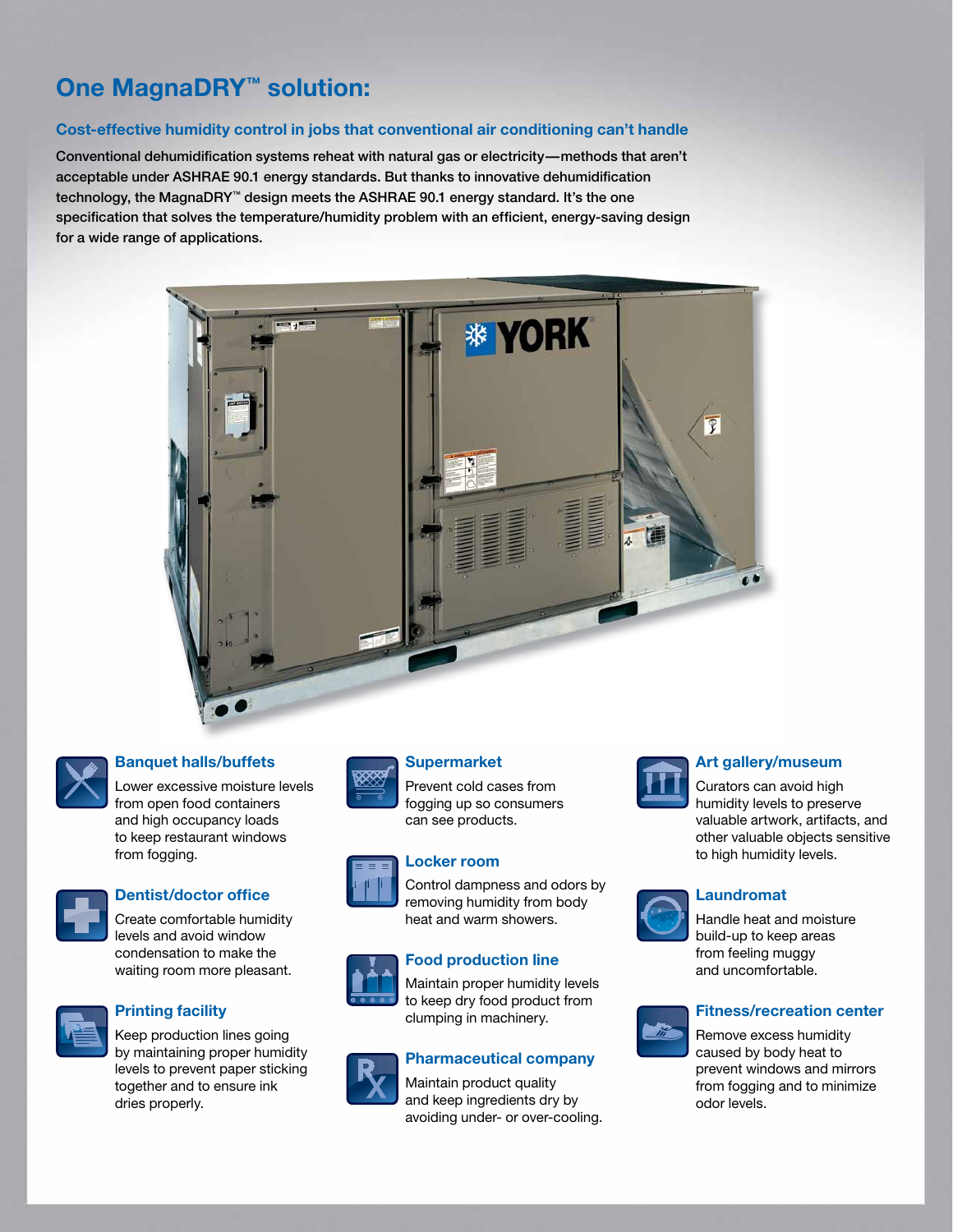# One MagnaDRY™ solution:

## Cost-effective humidity control in jobs that conventional air conditioning can't handle

Conventional dehumidification systems reheat with natural gas or electricity—methods that aren't acceptable under ASHRAE 90.1 energy standards. But thanks to innovative dehumidification technology, the MagnaDRY™ design meets the ASHRAE 90.1 energy standard. It's the one specification that solves the temperature/humidity problem with an efficient, energy-saving design for a wide range of applications.

### Banquet halls/buffets

Lower excessive moisture levels from open food containers and high occupancy loads to keep restaurant windows from fogging.

### Dentist/doctor office

Create comfortable humidity levels and avoid window condensation to make the waiting room more pleasant.

### Printing facility

Keep production lines going by maintaining proper humidity levels to prevent paper sticking together and to ensure ink dries properly.

### Supermarket

Prevent cold cases from fogging up so consumers can see products.

### Locker room

Control dampness and odors by removing humidity from body heat and warm showers.

### Food production line

Maintain proper humidity levels to keep dry food product from clumping in machinery.

### Pharmaceutical company

Maintain product quality and keep ingredients dry by avoiding under- or over-cooling.

### Art gallery/museum

Curators can avoid high humidity levels to preserve valuable artwork, artifacts, and other valuable objects sensitive to high humidity levels.

### Laundromat

Handle heat and moisture build-up to keep areas from feeling muggy and uncomfortable.

### Fitness/recreation center

Remove excess humidity caused by body heat to prevent windows and mirrors from fogging and to minimize odor levels.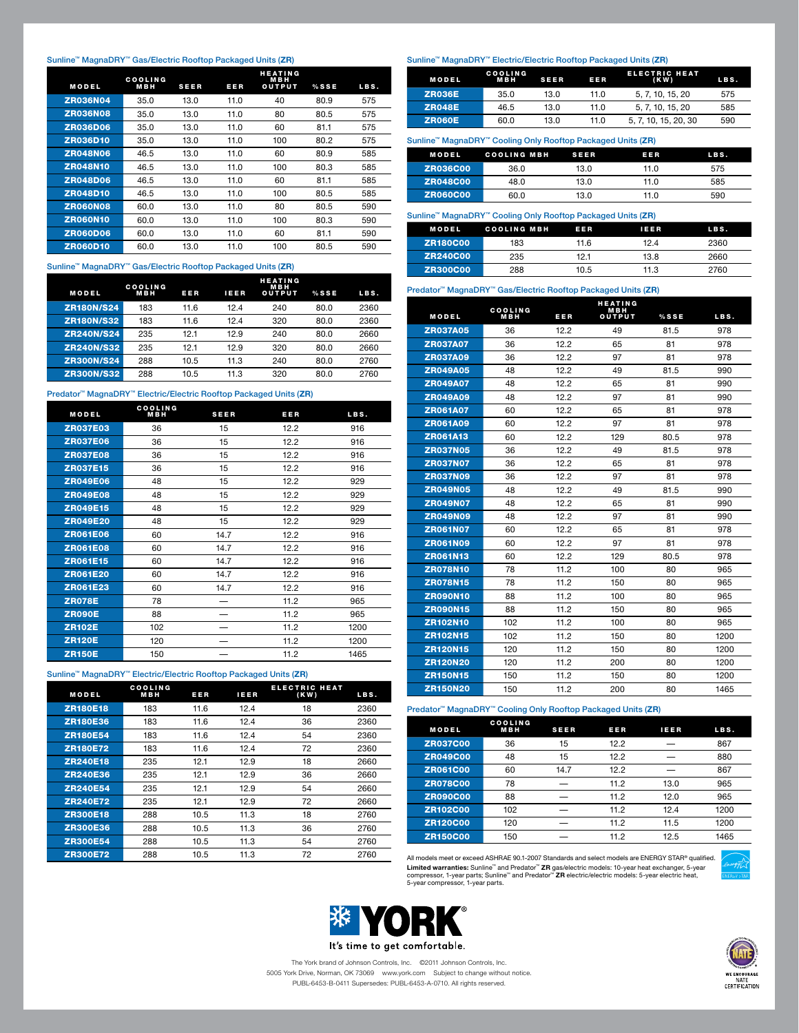### Sunline™ MagnaDRY™ Gas/Electric Rooftop Packaged Units (ZR)

| MODEL | COOLING MBH | SEER | EER | HEATING MBH OUTPUT | %SSE | LBS. |
|---|---|---|---|---|---|---|
| ZR036N04 | 35.0 | 13.0 | 11.0 | 40 | 80.9 | 575 |
| ZR036N08 | 35.0 | 13.0 | 11.0 | 80 | 80.5 | 575 |
| ZR036D06 | 35.0 | 13.0 | 11.0 | 60 | 81.1 | 575 |
| ZR036D10 | 35.0 | 13.0 | 11.0 | 100 | 80.2 | 575 |
| ZR048N06 | 46.5 | 13.0 | 11.0 | 60 | 80.9 | 585 |
| ZR048N10 | 46.5 | 13.0 | 11.0 | 100 | 80.3 | 585 |
| ZR048D06 | 46.5 | 13.0 | 11.0 | 60 | 81.1 | 585 |
| ZR048D10 | 46.5 | 13.0 | 11.0 | 100 | 80.5 | 585 |
| ZR060N08 | 60.0 | 13.0 | 11.0 | 80 | 80.5 | 590 |
| ZR060N10 | 60.0 | 13.0 | 11.0 | 100 | 80.3 | 590 |
| ZR060D06 | 60.0 | 13.0 | 11.0 | 60 | 81.1 | 590 |
| ZR060D10 | 60.0 | 13.0 | 11.0 | 100 | 80.5 | 590 |

### Sunline™ MagnaDRY™ Gas/Electric Rooftop Packaged Units (ZR)

| MODEL | COOLING MBH | EER | IEER | HEATING MBH OUTPUT | %SSE | LBS. |
|---|---|---|---|---|---|---|
| ZR180N/S24 | 183 | 11.6 | 12.4 | 240 | 80.0 | 2360 |
| ZR180N/S32 | 183 | 11.6 | 12.4 | 320 | 80.0 | 2360 |
| ZR240N/S24 | 235 | 12.1 | 12.9 | 240 | 80.0 | 2660 |
| ZR240N/S32 | 235 | 12.1 | 12.9 | 320 | 80.0 | 2660 |
| ZR300N/S24 | 288 | 10.5 | 11.3 | 240 | 80.0 | 2760 |
| ZR300N/S32 | 288 | 10.5 | 11.3 | 320 | 80.0 | 2760 |

### Predator™ MagnaDRY™ Electric/Electric Rooftop Packaged Units (ZR)

| MODEL | COOLING MBH | SEER | EER | LBS. |
|---|---|---|---|---|
| ZR037E03 | 36 | 15 | 12.2 | 916 |
| ZR037E06 | 36 | 15 | 12.2 | 916 |
| ZR037E08 | 36 | 15 | 12.2 | 916 |
| ZR037E15 | 36 | 15 | 12.2 | 916 |
| ZR049E06 | 48 | 15 | 12.2 | 929 |
| ZR049E08 | 48 | 15 | 12.2 | 929 |
| ZR049E15 | 48 | 15 | 12.2 | 929 |
| ZR049E20 | 48 | 15 | 12.2 | 929 |
| ZR061E06 | 60 | 14.7 | 12.2 | 916 |
| ZR061E08 | 60 | 14.7 | 12.2 | 916 |
| ZR061E15 | 60 | 14.7 | 12.2 | 916 |
| ZR061E20 | 60 | 14.7 | 12.2 | 916 |
| ZR061E23 | 60 | 14.7 | 12.2 | 916 |
| ZR078E | 78 | — | 11.2 | 965 |
| ZR090E | 88 | — | 11.2 | 965 |
| ZR102E | 102 | — | 11.2 | 1200 |
| ZR120E | 120 | — | 11.2 | 1200 |
| ZR150E | 150 | — | 11.2 | 1465 |

### Sunline™ MagnaDRY™ Electric/Electric Rooftop Packaged Units (ZR)

| MODEL | COOLING MBH | EER | IEER | ELECTRIC HEAT (KW) | LBS. |
|---|---|---|---|---|---|
| ZR180E18 | 183 | 11.6 | 12.4 | 18 | 2360 |
| ZR180E36 | 183 | 11.6 | 12.4 | 36 | 2360 |
| ZR180E54 | 183 | 11.6 | 12.4 | 54 | 2360 |
| ZR180E72 | 183 | 11.6 | 12.4 | 72 | 2360 |
| ZR240E18 | 235 | 12.1 | 12.9 | 18 | 2660 |
| ZR240E36 | 235 | 12.1 | 12.9 | 36 | 2660 |
| ZR240E54 | 235 | 12.1 | 12.9 | 54 | 2660 |
| ZR240E72 | 235 | 12.1 | 12.9 | 72 | 2660 |
| ZR300E18 | 288 | 10.5 | 11.3 | 18 | 2760 |
| ZR300E36 | 288 | 10.5 | 11.3 | 36 | 2760 |
| ZR300E54 | 288 | 10.5 | 11.3 | 54 | 2760 |
| ZR300E72 | 288 | 10.5 | 11.3 | 72 | 2760 |

### Sunline™ MagnaDRY™ Electric/Electric Rooftop Packaged Units (ZR)

| MODEL | COOLING MBH | SEER | EER | ELECTRIC HEAT (KW) | LBS. |
|---|---|---|---|---|---|
| ZR036E | 35.0 | 13.0 | 11.0 | 5, 7, 10, 15, 20 | 575 |
| ZR048E | 46.5 | 13.0 | 11.0 | 5, 7, 10, 15, 20 | 585 |
| ZR060E | 60.0 | 13.0 | 11.0 | 5, 7, 10, 15, 20, 30 | 590 |

### Sunline™ MagnaDRY™ Cooling Only Rooftop Packaged Units (ZR)

| MODEL | COOLING MBH | SEER | EER | LBS. |
|---|---|---|---|---|
| ZR036C00 | 36.0 | 13.0 | 11.0 | 575 |
| ZR048C00 | 48.0 | 13.0 | 11.0 | 585 |
| ZR060C00 | 60.0 | 13.0 | 11.0 | 590 |

### Sunline™ MagnaDRY™ Cooling Only Rooftop Packaged Units (ZR)

| MODEL | COOLING MBH | EER | IEER | LBS. |
|---|---|---|---|---|
| ZR180C00 | 183 | 11.6 | 12.4 | 2360 |
| ZR240C00 | 235 | 12.1 | 13.8 | 2660 |
| ZR300C00 | 288 | 10.5 | 11.3 | 2760 |

### Predator™ MagnaDRY™ Gas/Electric Rooftop Packaged Units (ZR)

| MODEL | COOLING MBH | EER | HEATING MBH OUTPUT | %SSE | LBS. |
|---|---|---|---|---|---|
| ZR037A05 | 36 | 12.2 | 49 | 81.5 | 978 |
| ZR037A07 | 36 | 12.2 | 65 | 81 | 978 |
| ZR037A09 | 36 | 12.2 | 97 | 81 | 978 |
| ZR049A05 | 48 | 12.2 | 49 | 81.5 | 990 |
| ZR049A07 | 48 | 12.2 | 65 | 81 | 990 |
| ZR049A09 | 48 | 12.2 | 97 | 81 | 990 |
| ZR061A07 | 60 | 12.2 | 65 | 81 | 978 |
| ZR061A09 | 60 | 12.2 | 97 | 81 | 978 |
| ZR061A13 | 60 | 12.2 | 129 | 80.5 | 978 |
| ZR037N05 | 36 | 12.2 | 49 | 81.5 | 978 |
| ZR037N07 | 36 | 12.2 | 65 | 81 | 978 |
| ZR037N09 | 36 | 12.2 | 97 | 81 | 978 |
| ZR049N05 | 48 | 12.2 | 49 | 81.5 | 990 |
| ZR049N07 | 48 | 12.2 | 65 | 81 | 990 |
| ZR049N09 | 48 | 12.2 | 97 | 81 | 990 |
| ZR061N07 | 60 | 12.2 | 65 | 81 | 978 |
| ZR061N09 | 60 | 12.2 | 97 | 81 | 978 |
| ZR061N13 | 60 | 12.2 | 129 | 80.5 | 978 |
| ZR078N10 | 78 | 11.2 | 100 | 80 | 965 |
| ZR078N15 | 78 | 11.2 | 150 | 80 | 965 |
| ZR090N10 | 88 | 11.2 | 100 | 80 | 965 |
| ZR090N15 | 88 | 11.2 | 150 | 80 | 965 |
| ZR102N10 | 102 | 11.2 | 100 | 80 | 965 |
| ZR102N15 | 102 | 11.2 | 150 | 80 | 1200 |
| ZR120N15 | 120 | 11.2 | 150 | 80 | 1200 |
| ZR120N20 | 120 | 11.2 | 200 | 80 | 1200 |
| ZR150N15 | 150 | 11.2 | 150 | 80 | 1200 |
| ZR150N20 | 150 | 11.2 | 200 | 80 | 1465 |

### Predator™ MagnaDRY™ Cooling Only Rooftop Packaged Units (ZR)

| MODEL | COOLING MBH | SEER | EER | IEER | LBS. |
|---|---|---|---|---|---|
| ZR037C00 | 36 | 15 | 12.2 | — | 867 |
| ZR049C00 | 48 | 15 | 12.2 | — | 880 |
| ZR061C00 | 60 | 14.7 | 12.2 | — | 867 |
| ZR078C00 | 78 | — | 11.2 | 13.0 | 965 |
| ZR090C00 | 88 | — | 11.2 | 12.0 | 965 |
| ZR102C00 | 102 | — | 11.2 | 12.4 | 1200 |
| ZR120C00 | 120 | — | 11.2 | 11.5 | 1200 |
| ZR150C00 | 150 | — | 11.2 | 12.5 | 1465 |

All models meet or exceed ASHRAE 90.1-2007 Standards and select models are ENERGY STAR® qualified. **Limited warranties:** Sunline™ and Predator™ **ZR** gas/electric models: 10-year heat exchanger, 5-year compressor, 1-year parts; Sunline™ and Predator™ **ZR** electric/electric models: 5-year electric heat, 5-year compressor, 1-year parts.

YORK®

It's time to get comfortable.

The York brand of Johnson Controls, Inc. ©2011 Johnson Controls, Inc.
5005 York Drive, Norman, OK 73069 www.york.com Subject to change without notice.
PUBL-6453-B-0411 Supersedes: PUBL-6453-A-0710. All rights reserved.

WE ENCOURAGE NATE CERTIFICATION